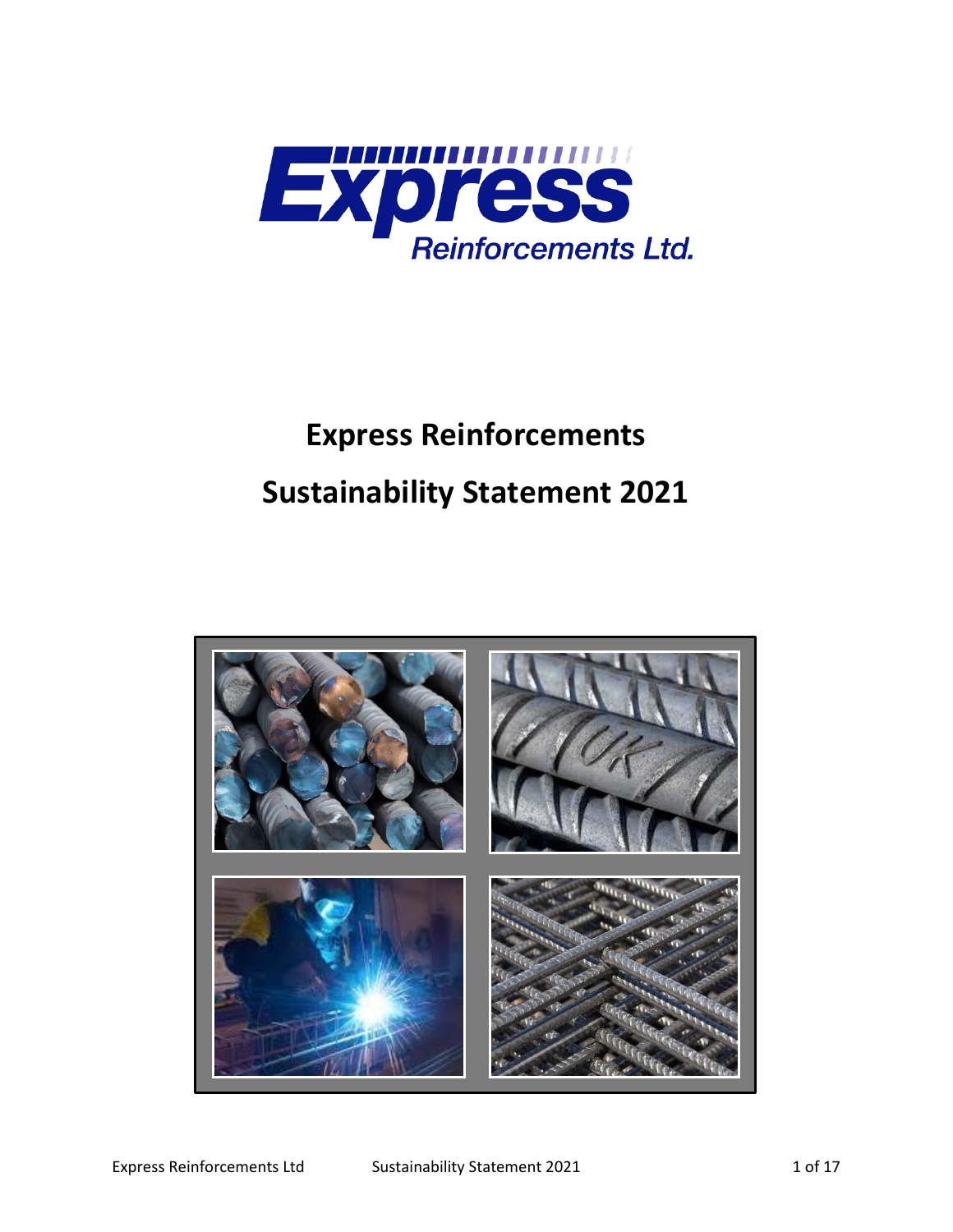# Express Reinforcements

# Sustainability Statement 2021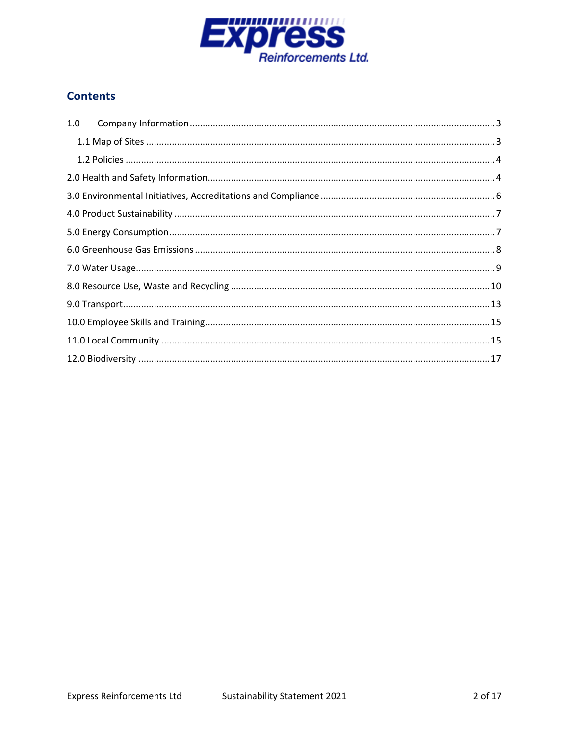## Contents

1.0 Company Information ..... 3

- 1.1 Map of Sites ..... 3
- 1.2 Policies ..... 4

2.0 Health and Safety Information ..... 4

3.0 Environmental Initiatives, Accreditations and Compliance ..... 6

4.0 Product Sustainability ..... 7

5.0 Energy Consumption ..... 7

6.0 Greenhouse Gas Emissions ..... 8

7.0 Water Usage ..... 9

8.0 Resource Use, Waste and Recycling ..... 10

9.0 Transport ..... 13

10.0 Employee Skills and Training ..... 15

11.0 Local Community ..... 15

12.0 Biodiversity ..... 17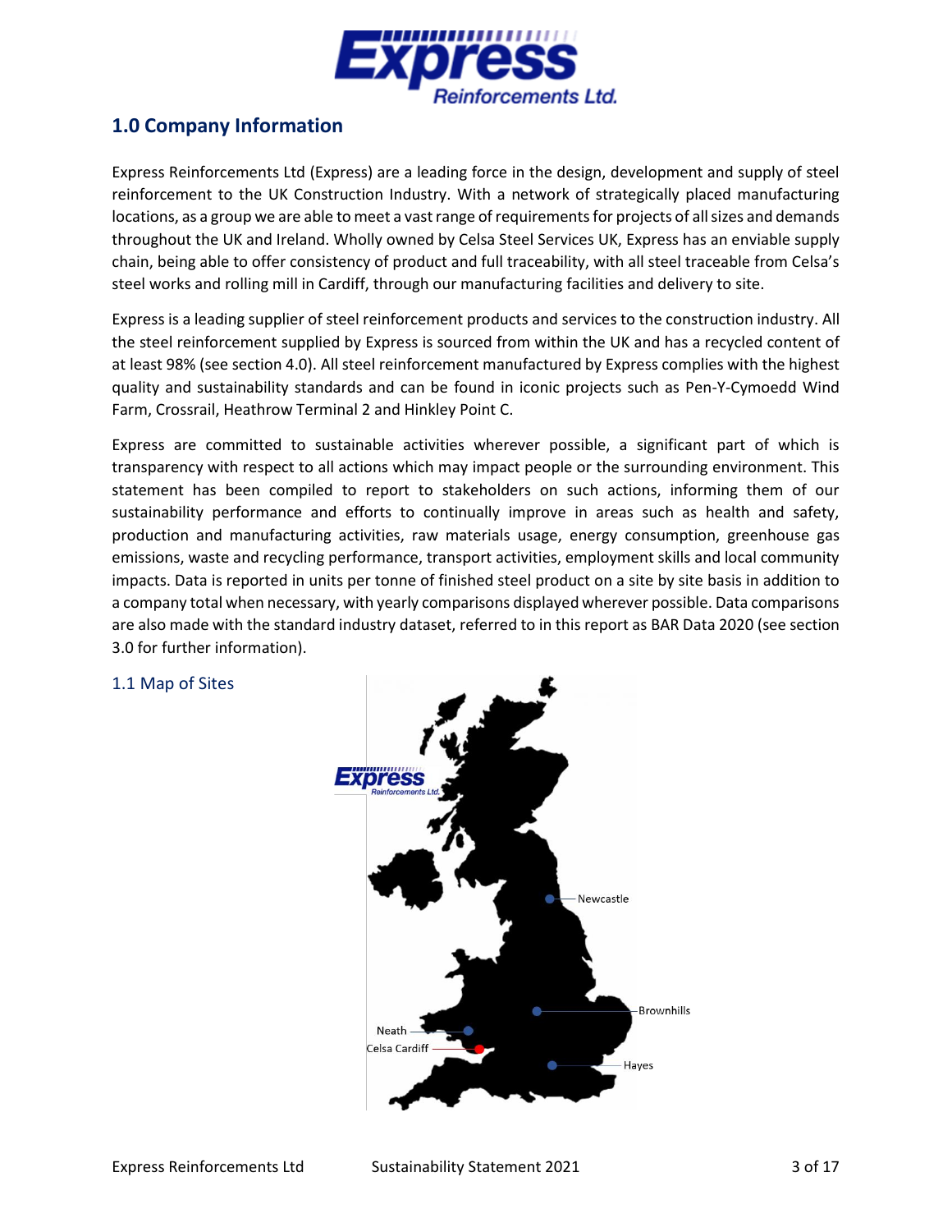## 1.0 Company Information

Express Reinforcements Ltd (Express) are a leading force in the design, development and supply of steel reinforcement to the UK Construction Industry. With a network of strategically placed manufacturing locations, as a group we are able to meet a vast range of requirements for projects of all sizes and demands throughout the UK and Ireland. Wholly owned by Celsa Steel Services UK, Express has an enviable supply chain, being able to offer consistency of product and full traceability, with all steel traceable from Celsa's steel works and rolling mill in Cardiff, through our manufacturing facilities and delivery to site.

Express is a leading supplier of steel reinforcement products and services to the construction industry. All the steel reinforcement supplied by Express is sourced from within the UK and has a recycled content of at least 98% (see section 4.0). All steel reinforcement manufactured by Express complies with the highest quality and sustainability standards and can be found in iconic projects such as Pen-Y-Cymoedd Wind Farm, Crossrail, Heathrow Terminal 2 and Hinkley Point C.

Express are committed to sustainable activities wherever possible, a significant part of which is transparency with respect to all actions which may impact people or the surrounding environment. This statement has been compiled to report to stakeholders on such actions, informing them of our sustainability performance and efforts to continually improve in areas such as health and safety, production and manufacturing activities, raw materials usage, energy consumption, greenhouse gas emissions, waste and recycling performance, transport activities, employment skills and local community impacts. Data is reported in units per tonne of finished steel product on a site by site basis in addition to a company total when necessary, with yearly comparisons displayed wherever possible. Data comparisons are also made with the standard industry dataset, referred to in this report as BAR Data 2020 (see section 3.0 for further information).

### 1.1 Map of Sites

Newcastle

Brownhills

Neath

Celsa Cardiff

Hayes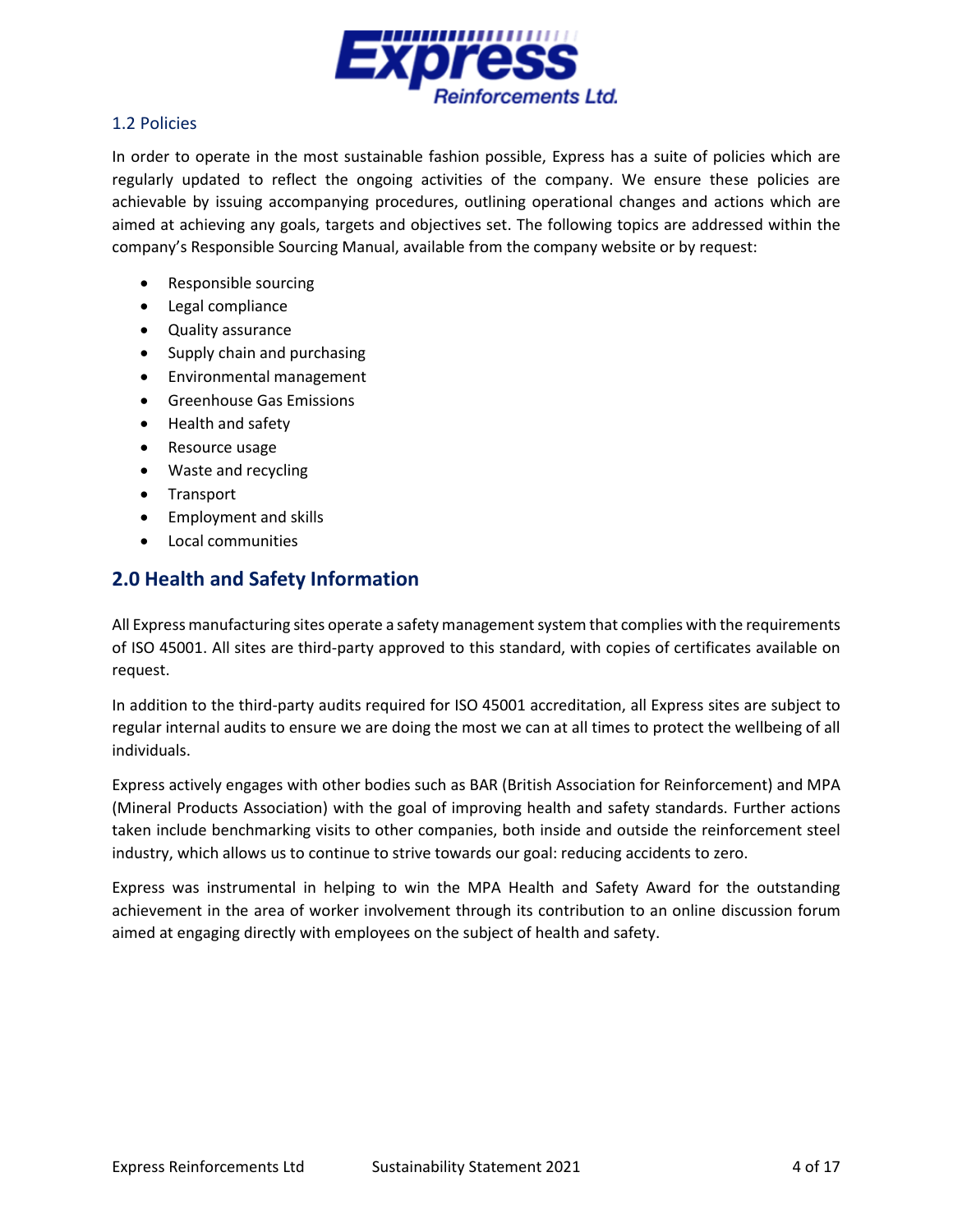### 1.2 Policies

In order to operate in the most sustainable fashion possible, Express has a suite of policies which are regularly updated to reflect the ongoing activities of the company. We ensure these policies are achievable by issuing accompanying procedures, outlining operational changes and actions which are aimed at achieving any goals, targets and objectives set. The following topics are addressed within the company's Responsible Sourcing Manual, available from the company website or by request:

- Responsible sourcing
- Legal compliance
- Quality assurance
- Supply chain and purchasing
- Environmental management
- Greenhouse Gas Emissions
- Health and safety
- Resource usage
- Waste and recycling
- Transport
- Employment and skills
- Local communities

## 2.0 Health and Safety Information

All Express manufacturing sites operate a safety management system that complies with the requirements of ISO 45001. All sites are third-party approved to this standard, with copies of certificates available on request.

In addition to the third-party audits required for ISO 45001 accreditation, all Express sites are subject to regular internal audits to ensure we are doing the most we can at all times to protect the wellbeing of all individuals.

Express actively engages with other bodies such as BAR (British Association for Reinforcement) and MPA (Mineral Products Association) with the goal of improving health and safety standards. Further actions taken include benchmarking visits to other companies, both inside and outside the reinforcement steel industry, which allows us to continue to strive towards our goal: reducing accidents to zero.

Express was instrumental in helping to win the MPA Health and Safety Award for the outstanding achievement in the area of worker involvement through its contribution to an online discussion forum aimed at engaging directly with employees on the subject of health and safety.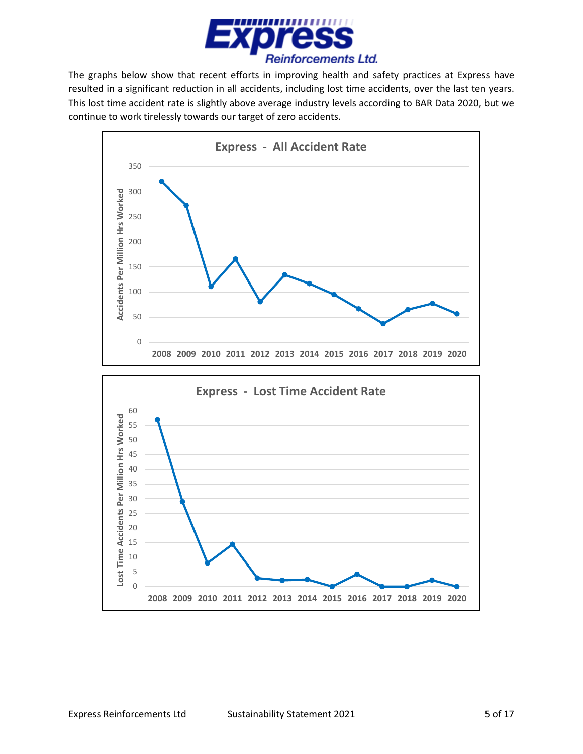The graphs below show that recent efforts in improving health and safety practices at Express have resulted in a significant reduction in all accidents, including lost time accidents, over the last ten years. This lost time accident rate is slightly above average industry levels according to BAR Data 2020, but we continue to work tirelessly towards our target of zero accidents.

**Express - All Accident Rate**

Accidents Per Million Hrs Worked

2008 2009 2010 2011 2012 2013 2014 2015 2016 2017 2018 2019 2020

**Express - Lost Time Accident Rate**

Lost Time Accidents Per Million Hrs Worked

2008 2009 2010 2011 2012 2013 2014 2015 2016 2017 2018 2019 2020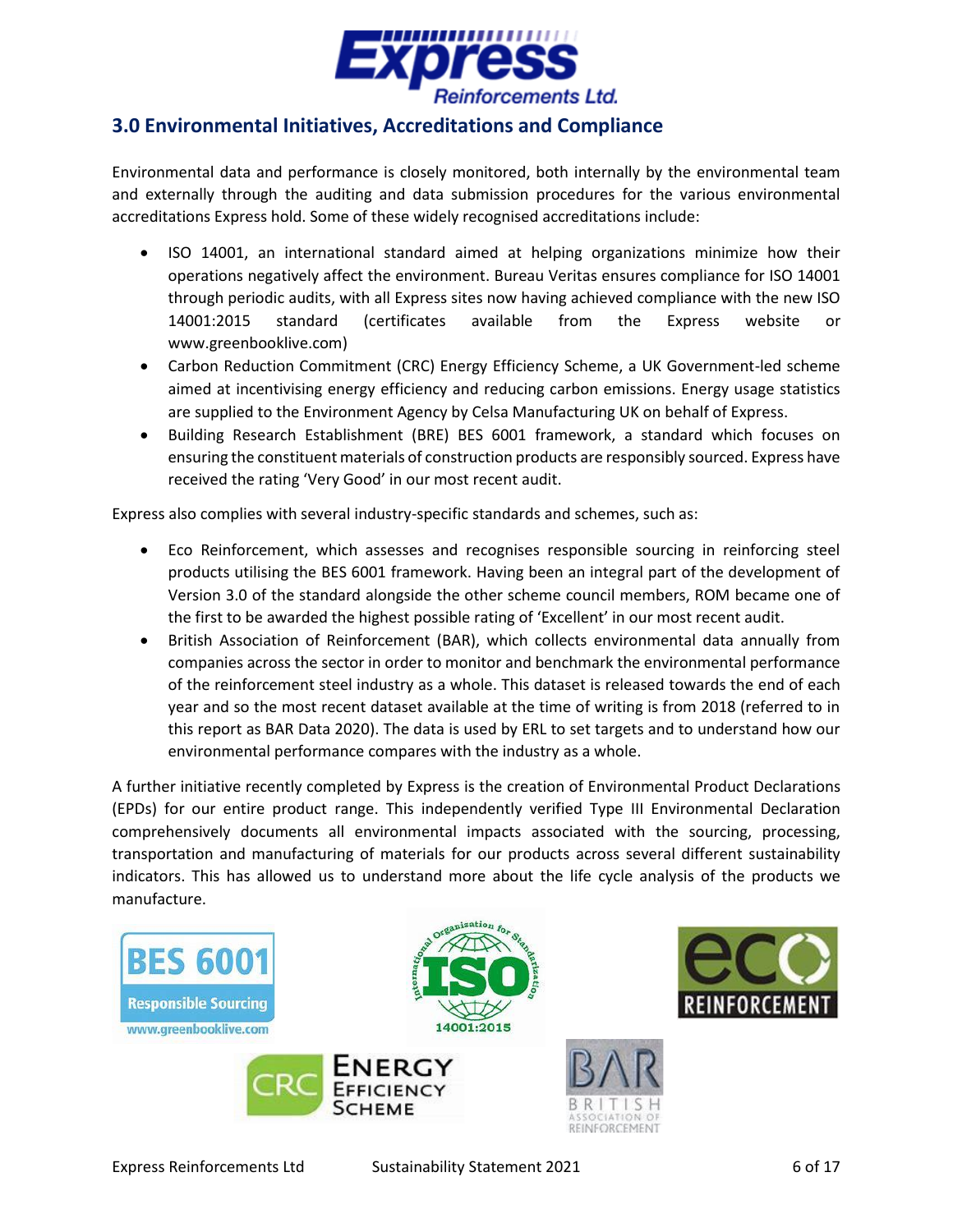## 3.0 Environmental Initiatives, Accreditations and Compliance

Environmental data and performance is closely monitored, both internally by the environmental team and externally through the auditing and data submission procedures for the various environmental accreditations Express hold. Some of these widely recognised accreditations include:

- ISO 14001, an international standard aimed at helping organizations minimize how their operations negatively affect the environment. Bureau Veritas ensures compliance for ISO 14001 through periodic audits, with all Express sites now having achieved compliance with the new ISO 14001:2015 standard (certificates available from the Express website or www.greenbooklive.com)
- Carbon Reduction Commitment (CRC) Energy Efficiency Scheme, a UK Government-led scheme aimed at incentivising energy efficiency and reducing carbon emissions. Energy usage statistics are supplied to the Environment Agency by Celsa Manufacturing UK on behalf of Express.
- Building Research Establishment (BRE) BES 6001 framework, a standard which focuses on ensuring the constituent materials of construction products are responsibly sourced. Express have received the rating 'Very Good' in our most recent audit.

Express also complies with several industry-specific standards and schemes, such as:

- Eco Reinforcement, which assesses and recognises responsible sourcing in reinforcing steel products utilising the BES 6001 framework. Having been an integral part of the development of Version 3.0 of the standard alongside the other scheme council members, ROM became one of the first to be awarded the highest possible rating of 'Excellent' in our most recent audit.
- British Association of Reinforcement (BAR), which collects environmental data annually from companies across the sector in order to monitor and benchmark the environmental performance of the reinforcement steel industry as a whole. This dataset is released towards the end of each year and so the most recent dataset available at the time of writing is from 2018 (referred to in this report as BAR Data 2020). The data is used by ERL to set targets and to understand how our environmental performance compares with the industry as a whole.

A further initiative recently completed by Express is the creation of Environmental Product Declarations (EPDs) for our entire product range. This independently verified Type III Environmental Declaration comprehensively documents all environmental impacts associated with the sourcing, processing, transportation and manufacturing of materials for our products across several different sustainability indicators. This has allowed us to understand more about the life cycle analysis of the products we manufacture.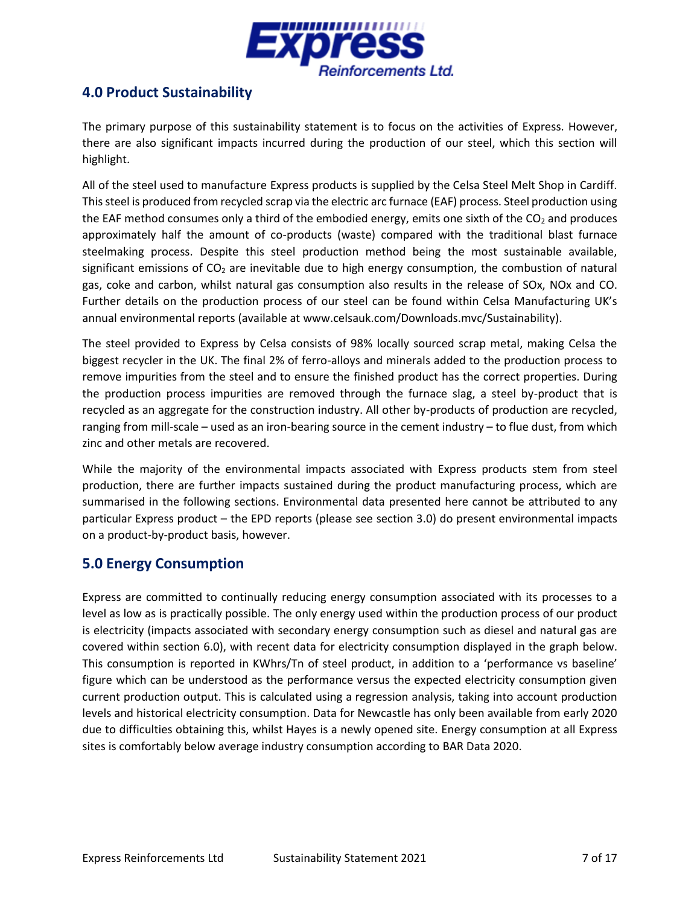## 4.0 Product Sustainability

The primary purpose of this sustainability statement is to focus on the activities of Express. However, there are also significant impacts incurred during the production of our steel, which this section will highlight.

All of the steel used to manufacture Express products is supplied by the Celsa Steel Melt Shop in Cardiff. This steel is produced from recycled scrap via the electric arc furnace (EAF) process. Steel production using the EAF method consumes only a third of the embodied energy, emits one sixth of the $CO_2$ and produces approximately half the amount of co-products (waste) compared with the traditional blast furnace steelmaking process. Despite this steel production method being the most sustainable available, significant emissions of $CO_2$ are inevitable due to high energy consumption, the combustion of natural gas, coke and carbon, whilst natural gas consumption also results in the release of SOx, NOx and CO. Further details on the production process of our steel can be found within Celsa Manufacturing UK's annual environmental reports (available at www.celsauk.com/Downloads.mvc/Sustainability).

The steel provided to Express by Celsa consists of 98% locally sourced scrap metal, making Celsa the biggest recycler in the UK. The final 2% of ferro-alloys and minerals added to the production process to remove impurities from the steel and to ensure the finished product has the correct properties. During the production process impurities are removed through the furnace slag, a steel by-product that is recycled as an aggregate for the construction industry. All other by-products of production are recycled, ranging from mill-scale – used as an iron-bearing source in the cement industry – to flue dust, from which zinc and other metals are recovered.

While the majority of the environmental impacts associated with Express products stem from steel production, there are further impacts sustained during the product manufacturing process, which are summarised in the following sections. Environmental data presented here cannot be attributed to any particular Express product – the EPD reports (please see section 3.0) do present environmental impacts on a product-by-product basis, however.

## 5.0 Energy Consumption

Express are committed to continually reducing energy consumption associated with its processes to a level as low as is practically possible. The only energy used within the production process of our product is electricity (impacts associated with secondary energy consumption such as diesel and natural gas are covered within section 6.0), with recent data for electricity consumption displayed in the graph below. This consumption is reported in KWhrs/Tn of steel product, in addition to a 'performance vs baseline' figure which can be understood as the performance versus the expected electricity consumption given current production output. This is calculated using a regression analysis, taking into account production levels and historical electricity consumption. Data for Newcastle has only been available from early 2020 due to difficulties obtaining this, whilst Hayes is a newly opened site. Energy consumption at all Express sites is comfortably below average industry consumption according to BAR Data 2020.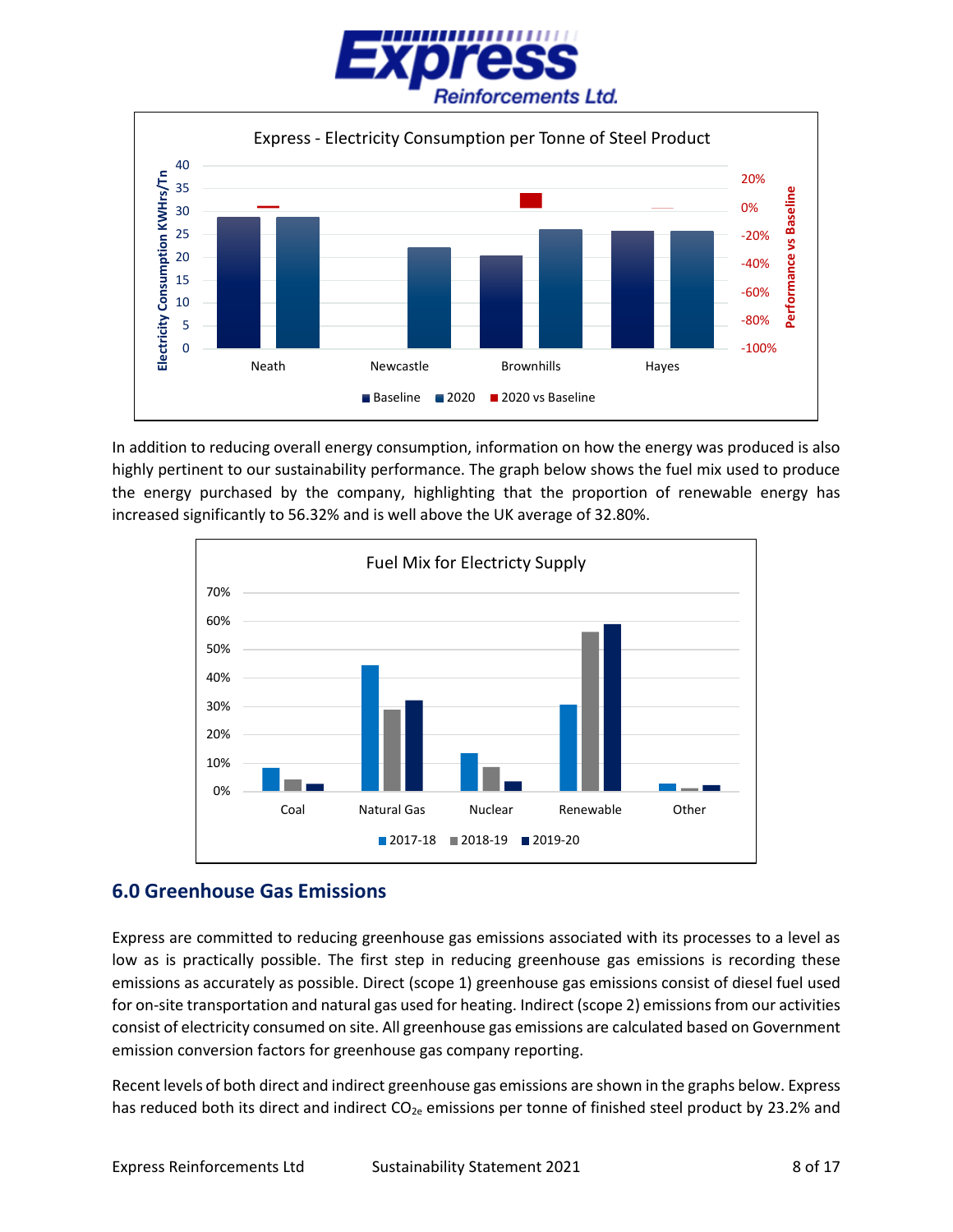Express - Electricity Consumption per Tonne of Steel Product

In addition to reducing overall energy consumption, information on how the energy was produced is also highly pertinent to our sustainability performance. The graph below shows the fuel mix used to produce the energy purchased by the company, highlighting that the proportion of renewable energy has increased significantly to 56.32% and is well above the UK average of 32.80%.

Fuel Mix for Electricty Supply

## 6.0 Greenhouse Gas Emissions

Express are committed to reducing greenhouse gas emissions associated with its processes to a level as low as is practically possible. The first step in reducing greenhouse gas emissions is recording these emissions as accurately as possible. Direct (scope 1) greenhouse gas emissions consist of diesel fuel used for on-site transportation and natural gas used for heating. Indirect (scope 2) emissions from our activities consist of electricity consumed on site. All greenhouse gas emissions are calculated based on Government emission conversion factors for greenhouse gas company reporting.

Recent levels of both direct and indirect greenhouse gas emissions are shown in the graphs below. Express has reduced both its direct and indirect $CO_{2e}$ emissions per tonne of finished steel product by 23.2% and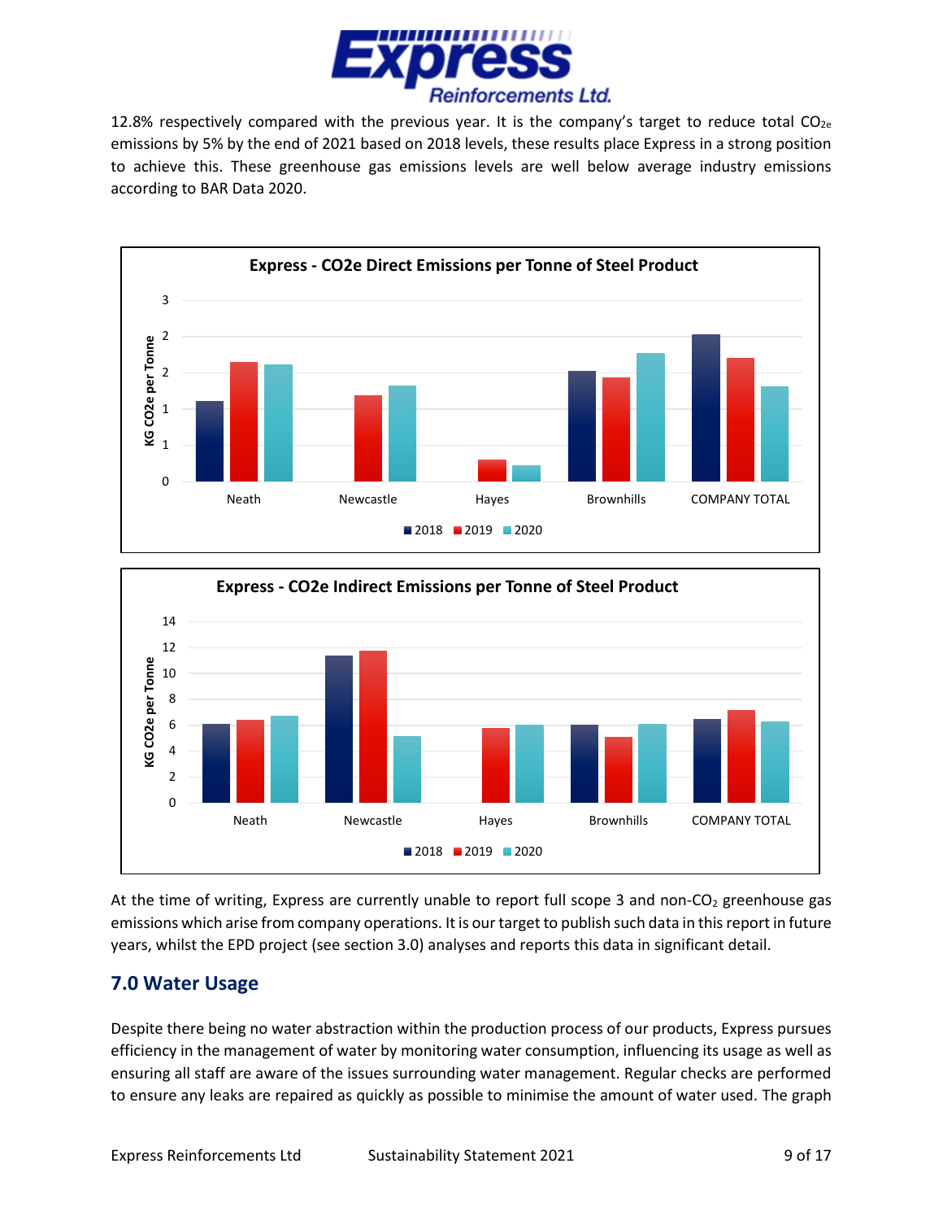12.8% respectively compared with the previous year. It is the company's target to reduce total $CO_{2e}$ emissions by 5% by the end of 2021 based on 2018 levels, these results place Express in a strong position to achieve this. These greenhouse gas emissions levels are well below average industry emissions according to BAR Data 2020.

**Express - CO2e Direct Emissions per Tonne of Steel Product**

**Express - CO2e Indirect Emissions per Tonne of Steel Product**

At the time of writing, Express are currently unable to report full scope 3 and non-$CO_2$ greenhouse gas emissions which arise from company operations. It is our target to publish such data in this report in future years, whilst the EPD project (see section 3.0) analyses and reports this data in significant detail.

## 7.0 Water Usage

Despite there being no water abstraction within the production process of our products, Express pursues efficiency in the management of water by monitoring water consumption, influencing its usage as well as ensuring all staff are aware of the issues surrounding water management. Regular checks are performed to ensure any leaks are repaired as quickly as possible to minimise the amount of water used. The graph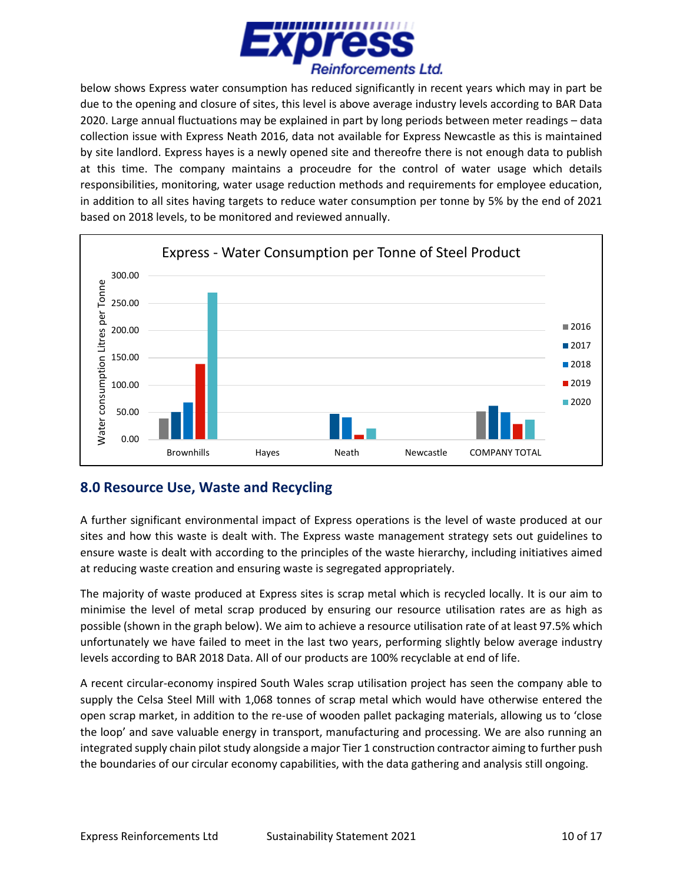below shows Express water consumption has reduced significantly in recent years which may in part be due to the opening and closure of sites, this level is above average industry levels according to BAR Data 2020. Large annual fluctuations may be explained in part by long periods between meter readings – data collection issue with Express Neath 2016, data not available for Express Newcastle as this is maintained by site landlord. Express hayes is a newly opened site and thereofre there is not enough data to publish at this time. The company maintains a proceudre for the control of water usage which details responsibilities, monitoring, water usage reduction methods and requirements for employee education, in addition to all sites having targets to reduce water consumption per tonne by 5% by the end of 2021 based on 2018 levels, to be monitored and reviewed annually.

Express - Water Consumption per Tonne of Steel Product

## 8.0 Resource Use, Waste and Recycling

A further significant environmental impact of Express operations is the level of waste produced at our sites and how this waste is dealt with. The Express waste management strategy sets out guidelines to ensure waste is dealt with according to the principles of the waste hierarchy, including initiatives aimed at reducing waste creation and ensuring waste is segregated appropriately.

The majority of waste produced at Express sites is scrap metal which is recycled locally. It is our aim to minimise the level of metal scrap produced by ensuring our resource utilisation rates are as high as possible (shown in the graph below). We aim to achieve a resource utilisation rate of at least 97.5% which unfortunately we have failed to meet in the last two years, performing slightly below average industry levels according to BAR 2018 Data. All of our products are 100% recyclable at end of life.

A recent circular-economy inspired South Wales scrap utilisation project has seen the company able to supply the Celsa Steel Mill with 1,068 tonnes of scrap metal which would have otherwise entered the open scrap market, in addition to the re-use of wooden pallet packaging materials, allowing us to 'close the loop' and save valuable energy in transport, manufacturing and processing. We are also running an integrated supply chain pilot study alongside a major Tier 1 construction contractor aiming to further push the boundaries of our circular economy capabilities, with the data gathering and analysis still ongoing.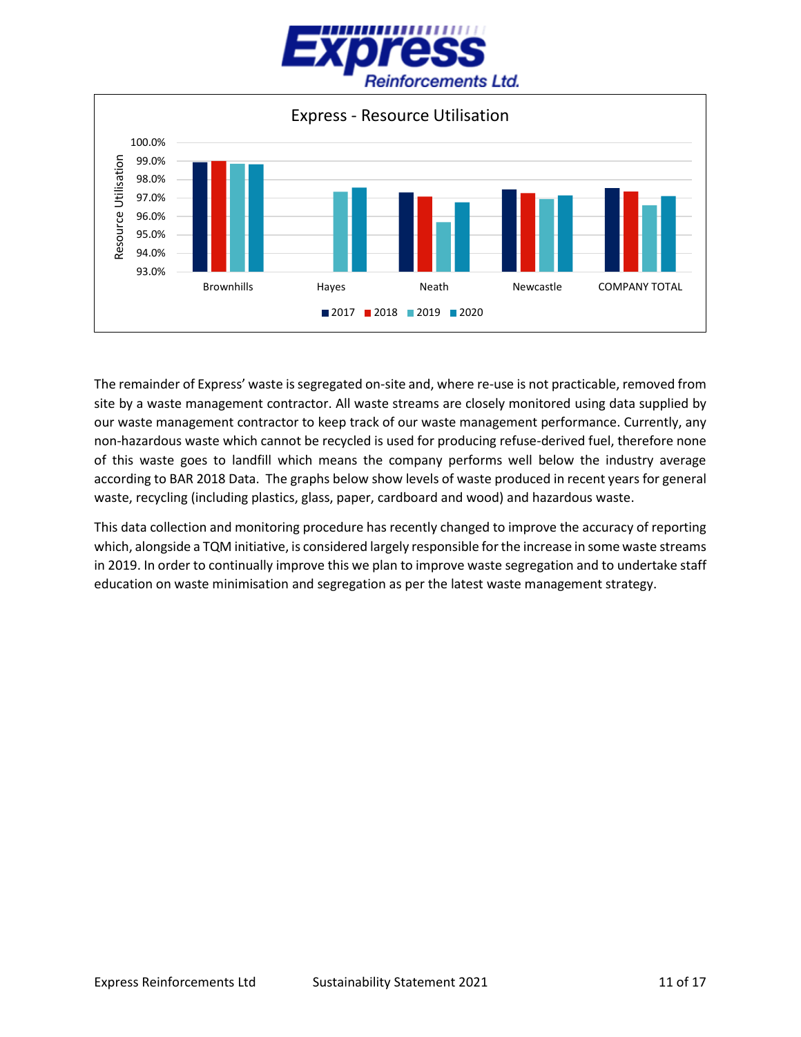Express - Resource Utilisation

| | 2017 | 2018 | 2019 | 2020 |
|---|---|---|---|---|
| Brownhills | 99.0% | 99.0% | 98.9% | 98.8% |
| Hayes | | | 97.4% | 97.6% |
| Neath | 97.3% | 97.1% | 95.7% | 96.8% |
| Newcastle | 97.5% | 97.3% | 97.0% | 97.2% |
| COMPANY TOTAL | 97.6% | 97.4% | 96.6% | 97.1% |

The remainder of Express' waste is segregated on-site and, where re-use is not practicable, removed from site by a waste management contractor. All waste streams are closely monitored using data supplied by our waste management contractor to keep track of our waste management performance. Currently, any non-hazardous waste which cannot be recycled is used for producing refuse-derived fuel, therefore none of this waste goes to landfill which means the company performs well below the industry average according to BAR 2018 Data. The graphs below show levels of waste produced in recent years for general waste, recycling (including plastics, glass, paper, cardboard and wood) and hazardous waste.

This data collection and monitoring procedure has recently changed to improve the accuracy of reporting which, alongside a TQM initiative, is considered largely responsible for the increase in some waste streams in 2019. In order to continually improve this we plan to improve waste segregation and to undertake staff education on waste minimisation and segregation as per the latest waste management strategy.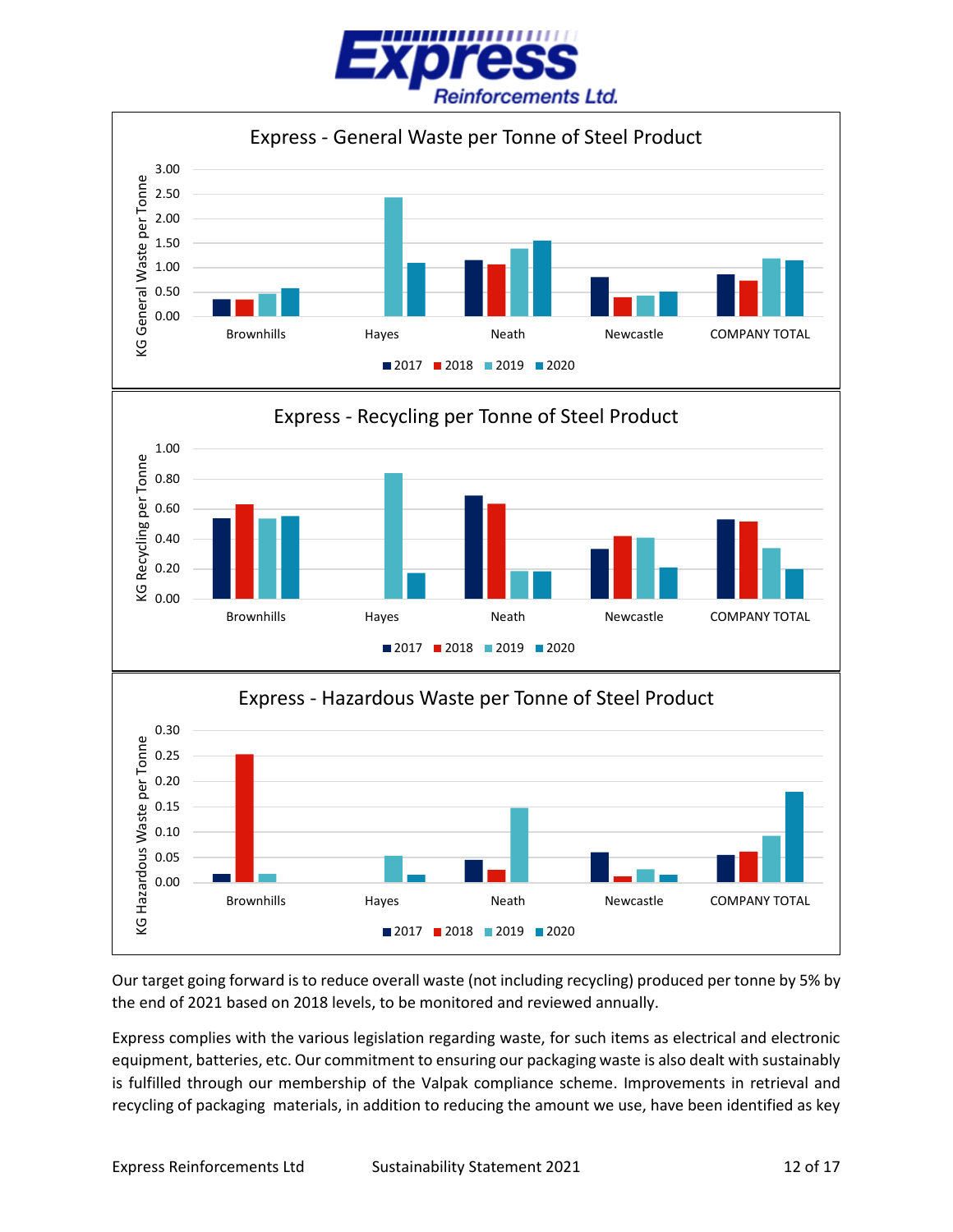Express - General Waste per Tonne of Steel Product

Express - Recycling per Tonne of Steel Product

Express - Hazardous Waste per Tonne of Steel Product

Our target going forward is to reduce overall waste (not including recycling) produced per tonne by 5% by the end of 2021 based on 2018 levels, to be monitored and reviewed annually.

Express complies with the various legislation regarding waste, for such items as electrical and electronic equipment, batteries, etc. Our commitment to ensuring our packaging waste is also dealt with sustainably is fulfilled through our membership of the Valpak compliance scheme. Improvements in retrieval and recycling of packaging materials, in addition to reducing the amount we use, have been identified as key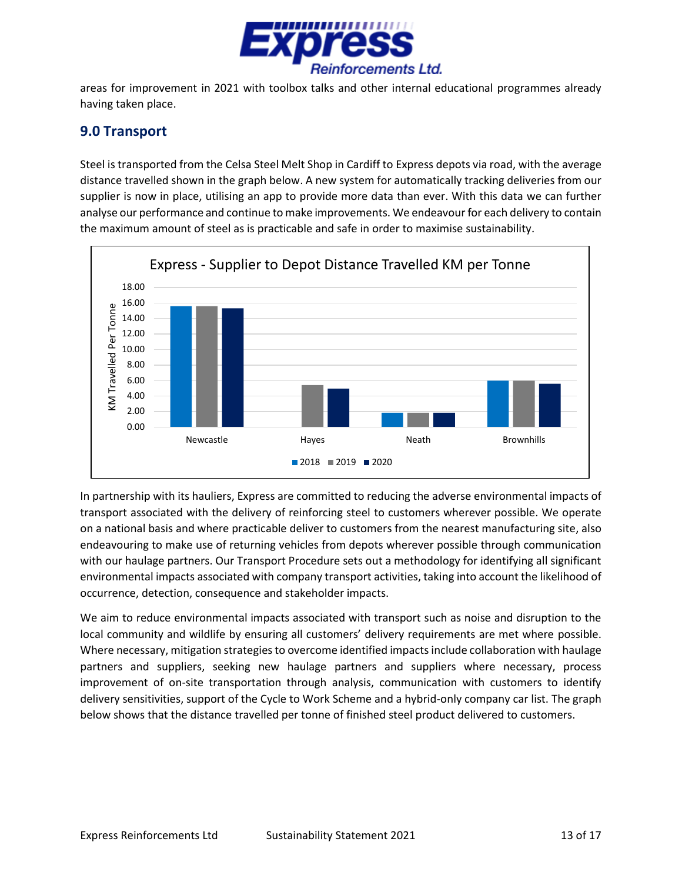areas for improvement in 2021 with toolbox talks and other internal educational programmes already having taken place.

## 9.0 Transport

Steel is transported from the Celsa Steel Melt Shop in Cardiff to Express depots via road, with the average distance travelled shown in the graph below. A new system for automatically tracking deliveries from our supplier is now in place, utilising an app to provide more data than ever. With this data we can further analyse our performance and continue to make improvements. We endeavour for each delivery to contain the maximum amount of steel as is practicable and safe in order to maximise sustainability.

Express - Supplier to Depot Distance Travelled KM per Tonne

| Depot | 2018 | 2019 | 2020 |
|---|---|---|---|
| Newcastle | 15.6 | 15.6 | 15.3 |
| Hayes | | 5.4 | 4.9 |
| Neath | 1.8 | 1.8 | 1.8 |
| Brownhills | 5.9 | 5.9 | 5.5 |

In partnership with its hauliers, Express are committed to reducing the adverse environmental impacts of transport associated with the delivery of reinforcing steel to customers wherever possible. We operate on a national basis and where practicable deliver to customers from the nearest manufacturing site, also endeavouring to make use of returning vehicles from depots wherever possible through communication with our haulage partners. Our Transport Procedure sets out a methodology for identifying all significant environmental impacts associated with company transport activities, taking into account the likelihood of occurrence, detection, consequence and stakeholder impacts.

We aim to reduce environmental impacts associated with transport such as noise and disruption to the local community and wildlife by ensuring all customers' delivery requirements are met where possible. Where necessary, mitigation strategies to overcome identified impacts include collaboration with haulage partners and suppliers, seeking new haulage partners and suppliers where necessary, process improvement of on-site transportation through analysis, communication with customers to identify delivery sensitivities, support of the Cycle to Work Scheme and a hybrid-only company car list. The graph below shows that the distance travelled per tonne of finished steel product delivered to customers.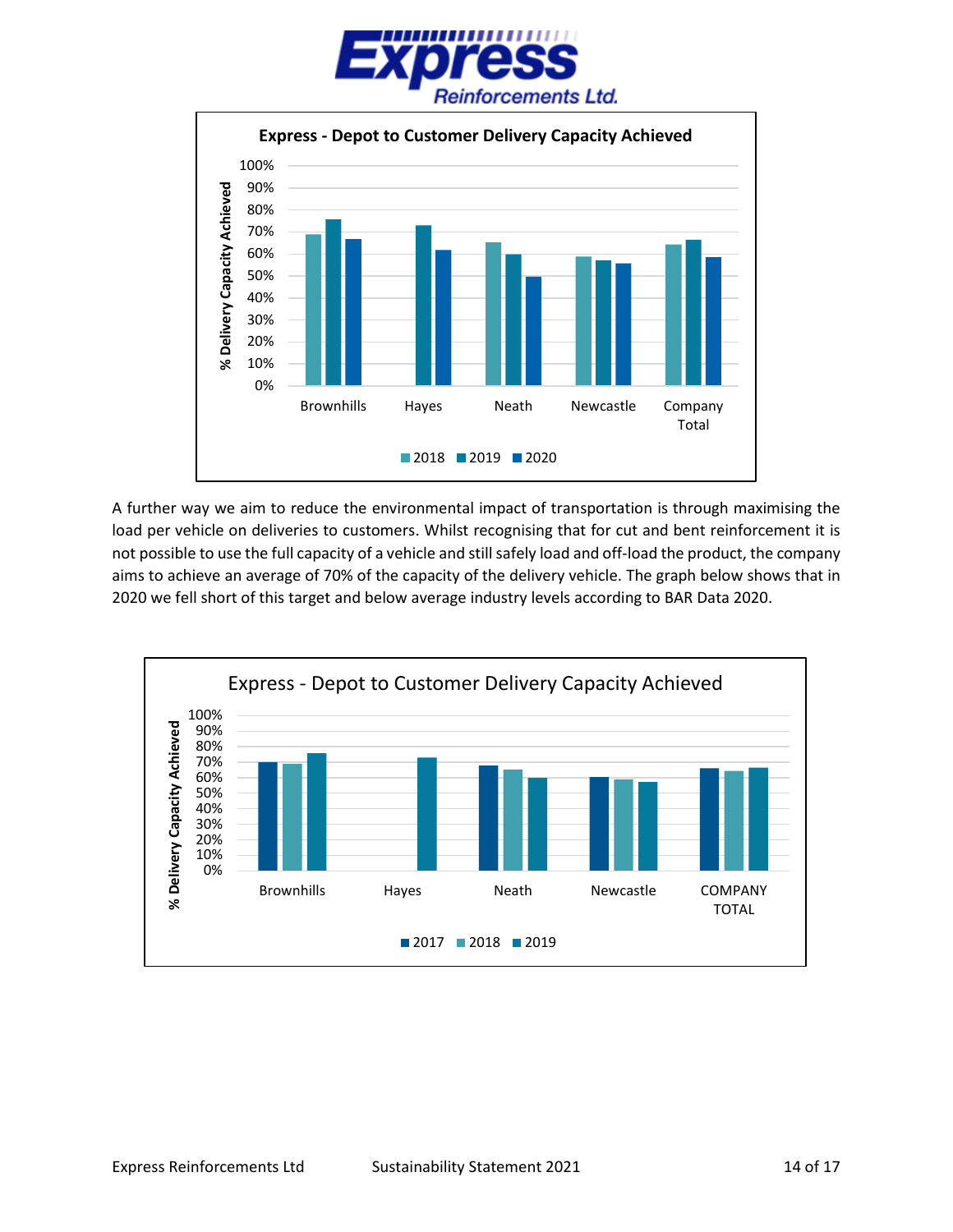**Express - Depot to Customer Delivery Capacity Achieved**

| | 2018 | 2019 | 2020 |
|---|---|---|---|
| Brownhills | 69% | 76% | 67% |
| Hayes | | 73% | 62% |
| Neath | 65% | 60% | 50% |
| Newcastle | 59% | 57% | 56% |
| Company Total | 64% | 66% | 58% |

A further way we aim to reduce the environmental impact of transportation is through maximising the load per vehicle on deliveries to customers. Whilst recognising that for cut and bent reinforcement it is not possible to use the full capacity of a vehicle and still safely load and off-load the product, the company aims to achieve an average of 70% of the capacity of the delivery vehicle. The graph below shows that in 2020 we fell short of this target and below average industry levels according to BAR Data 2020.

Express - Depot to Customer Delivery Capacity Achieved

| | 2017 | 2018 | 2019 |
|---|---|---|---|
| Brownhills | 70% | 69% | 76% |
| Hayes | | | 73% |
| Neath | 68% | 65% | 60% |
| Newcastle | 60% | 59% | 57% |
| COMPANY TOTAL | 66% | 64% | 66% |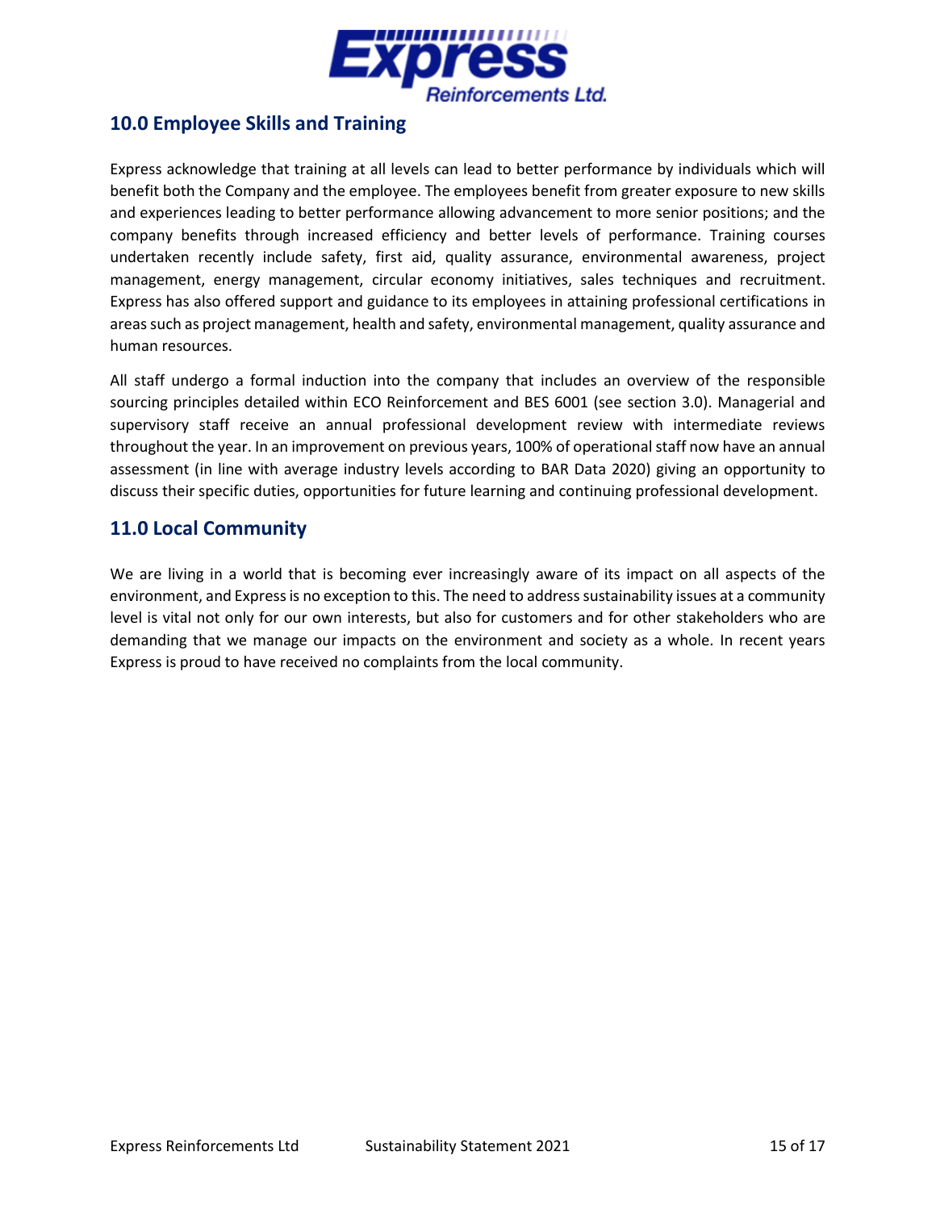## 10.0 Employee Skills and Training

Express acknowledge that training at all levels can lead to better performance by individuals which will benefit both the Company and the employee. The employees benefit from greater exposure to new skills and experiences leading to better performance allowing advancement to more senior positions; and the company benefits through increased efficiency and better levels of performance. Training courses undertaken recently include safety, first aid, quality assurance, environmental awareness, project management, energy management, circular economy initiatives, sales techniques and recruitment. Express has also offered support and guidance to its employees in attaining professional certifications in areas such as project management, health and safety, environmental management, quality assurance and human resources.

All staff undergo a formal induction into the company that includes an overview of the responsible sourcing principles detailed within ECO Reinforcement and BES 6001 (see section 3.0). Managerial and supervisory staff receive an annual professional development review with intermediate reviews throughout the year. In an improvement on previous years, 100% of operational staff now have an annual assessment (in line with average industry levels according to BAR Data 2020) giving an opportunity to discuss their specific duties, opportunities for future learning and continuing professional development.

## 11.0 Local Community

We are living in a world that is becoming ever increasingly aware of its impact on all aspects of the environment, and Express is no exception to this. The need to address sustainability issues at a community level is vital not only for our own interests, but also for customers and for other stakeholders who are demanding that we manage our impacts on the environment and society as a whole. In recent years Express is proud to have received no complaints from the local community.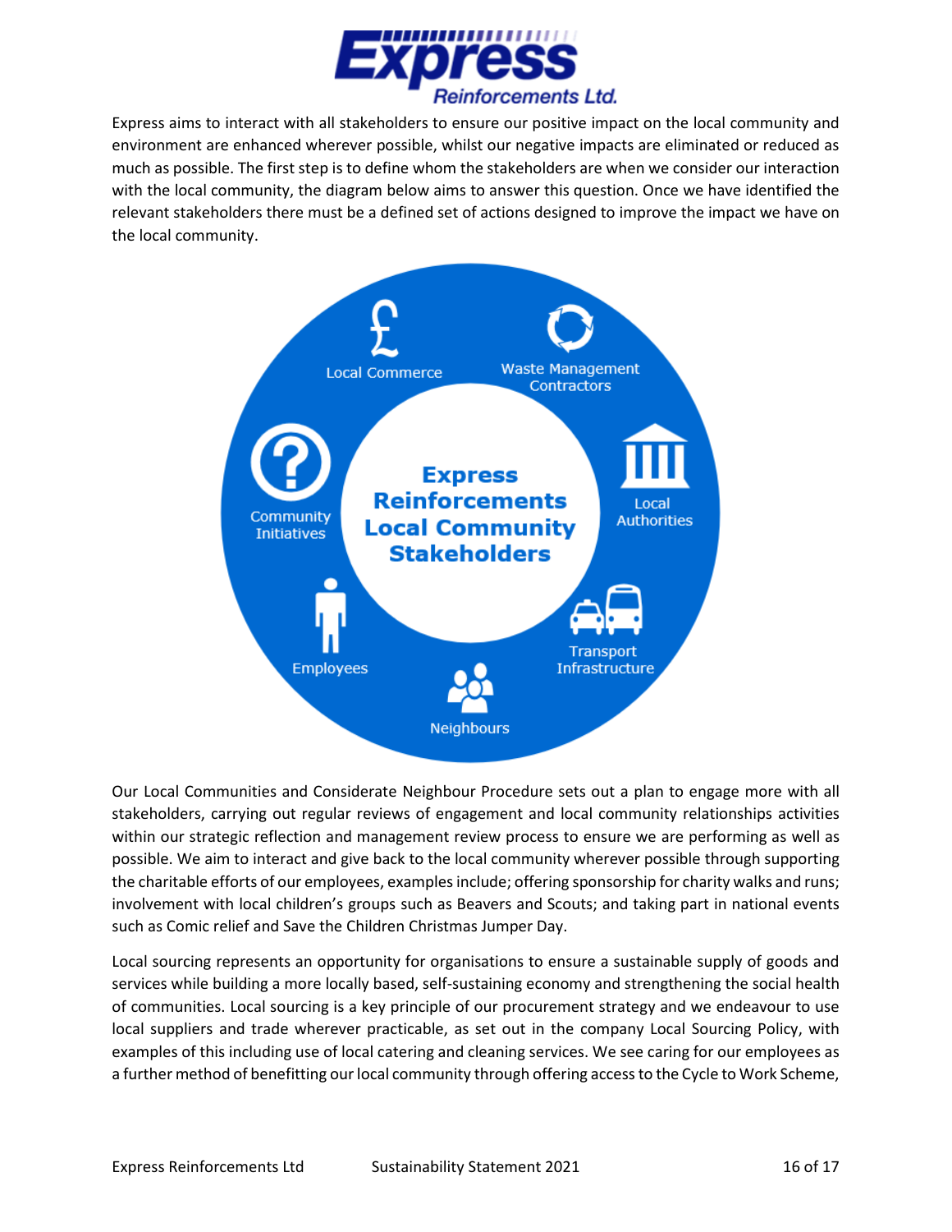Express aims to interact with all stakeholders to ensure our positive impact on the local community and environment are enhanced wherever possible, whilst our negative impacts are eliminated or reduced as much as possible. The first step is to define whom the stakeholders are when we consider our interaction with the local community, the diagram below aims to answer this question. Once we have identified the relevant stakeholders there must be a defined set of actions designed to improve the impact we have on the local community.

**Express Reinforcements Local Community Stakeholders**

- Local Commerce
- Waste Management Contractors
- Local Authorities
- Transport Infrastructure
- Neighbours
- Employees
- Community Initiatives

Our Local Communities and Considerate Neighbour Procedure sets out a plan to engage more with all stakeholders, carrying out regular reviews of engagement and local community relationships activities within our strategic reflection and management review process to ensure we are performing as well as possible. We aim to interact and give back to the local community wherever possible through supporting the charitable efforts of our employees, examples include; offering sponsorship for charity walks and runs; involvement with local children's groups such as Beavers and Scouts; and taking part in national events such as Comic relief and Save the Children Christmas Jumper Day.

Local sourcing represents an opportunity for organisations to ensure a sustainable supply of goods and services while building a more locally based, self-sustaining economy and strengthening the social health of communities. Local sourcing is a key principle of our procurement strategy and we endeavour to use local suppliers and trade wherever practicable, as set out in the company Local Sourcing Policy, with examples of this including use of local catering and cleaning services. We see caring for our employees as a further method of benefitting our local community through offering access to the Cycle to Work Scheme,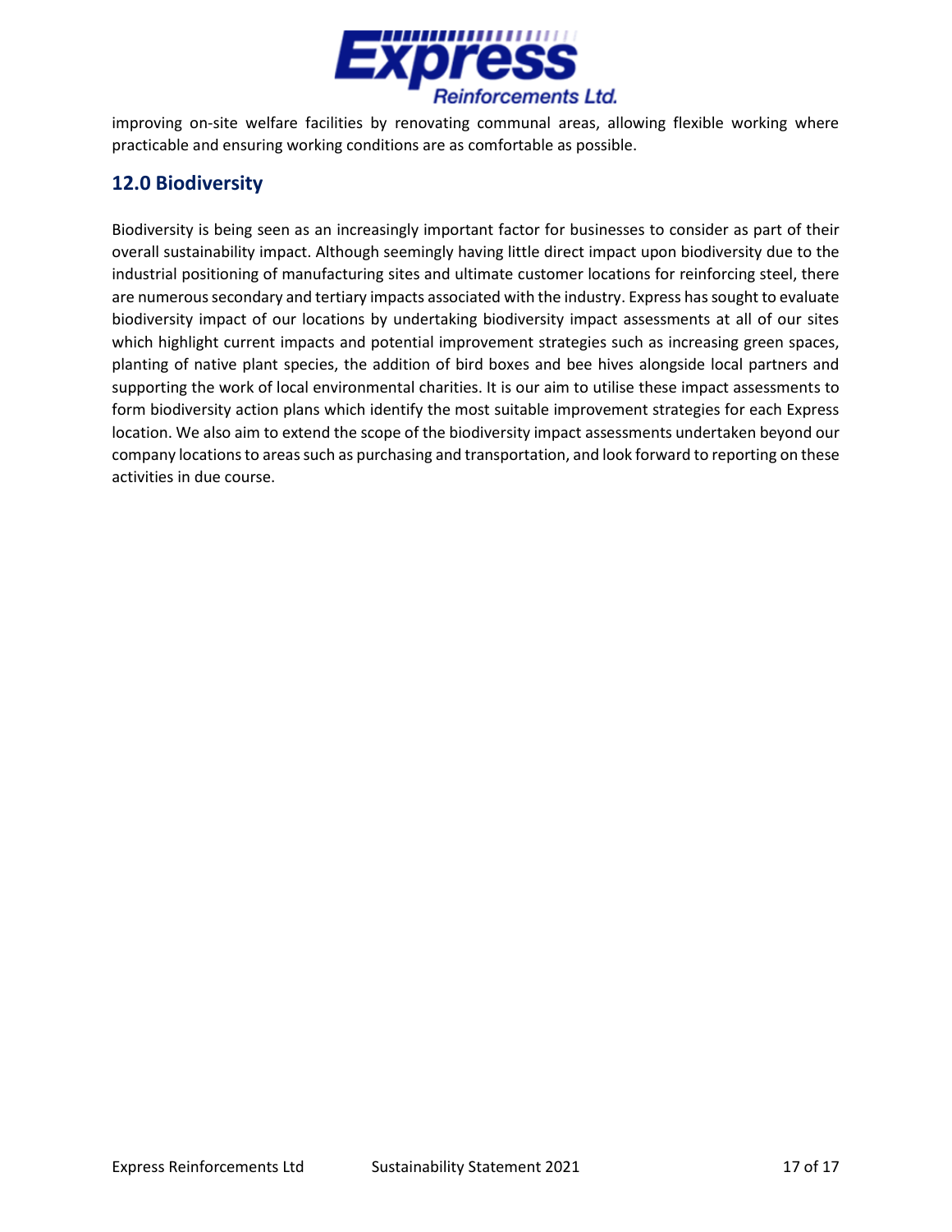improving on-site welfare facilities by renovating communal areas, allowing flexible working where practicable and ensuring working conditions are as comfortable as possible.

## 12.0 Biodiversity

Biodiversity is being seen as an increasingly important factor for businesses to consider as part of their overall sustainability impact. Although seemingly having little direct impact upon biodiversity due to the industrial positioning of manufacturing sites and ultimate customer locations for reinforcing steel, there are numerous secondary and tertiary impacts associated with the industry. Express has sought to evaluate biodiversity impact of our locations by undertaking biodiversity impact assessments at all of our sites which highlight current impacts and potential improvement strategies such as increasing green spaces, planting of native plant species, the addition of bird boxes and bee hives alongside local partners and supporting the work of local environmental charities. It is our aim to utilise these impact assessments to form biodiversity action plans which identify the most suitable improvement strategies for each Express location. We also aim to extend the scope of the biodiversity impact assessments undertaken beyond our company locations to areas such as purchasing and transportation, and look forward to reporting on these activities in due course.